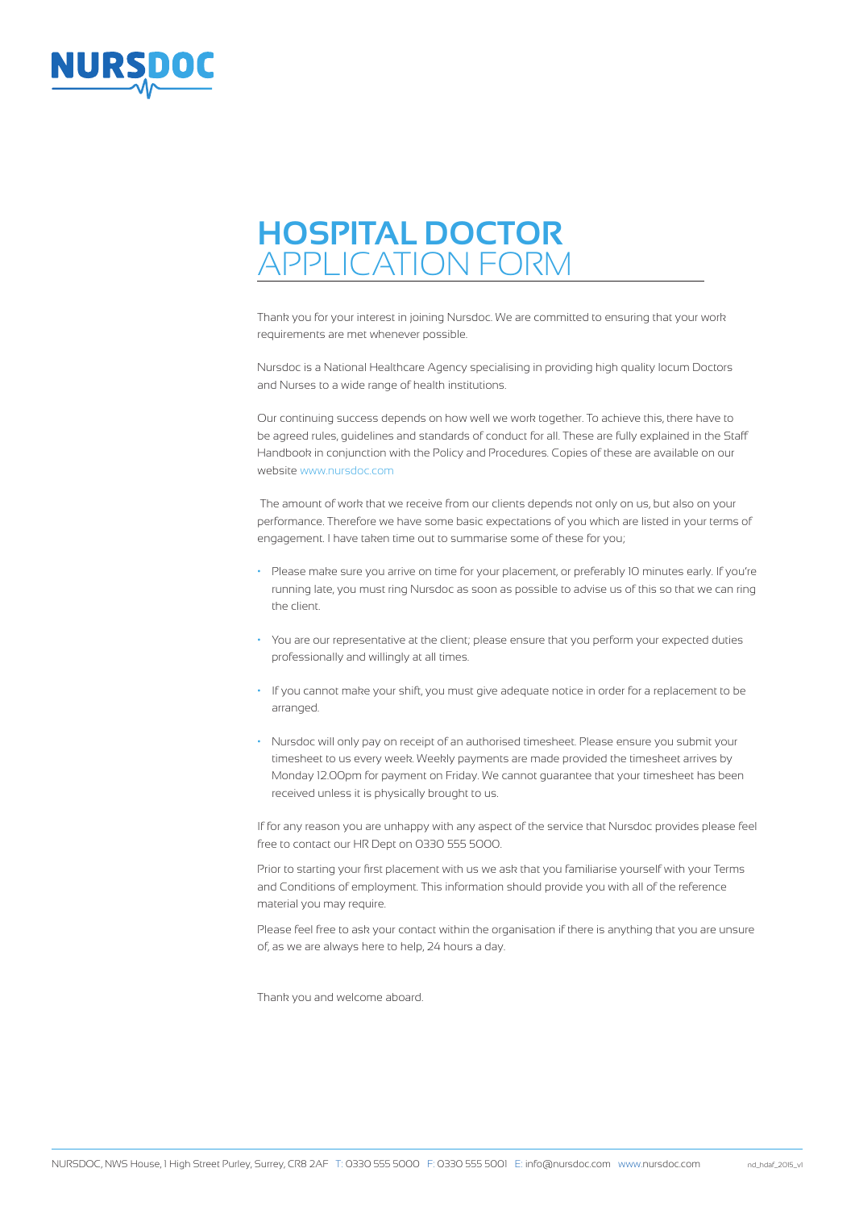# HOSPITAL DOCTOR APPLICATION FORM

Thank you for your interest in joining Nursdoc. We are committed to ensuring that your work requirements are met whenever possible.

Nursdoc is a National Healthcare Agency specialising in providing high quality locum Doctors and Nurses to a wide range of health institutions.

Our continuing success depends on how well we work together. To achieve this, there have to be agreed rules, guidelines and standards of conduct for all. These are fully explained in the Staff Handbook in conjunction with the Policy and Procedures. Copies of these are available on our website www.nursdoc.com

The amount of work that we receive from our clients depends not only on us, but also on your performance. Therefore we have some basic expectations of you which are listed in your terms of engagement. I have taken time out to summarise some of these for you;

- Please make sure you arrive on time for your placement, or preferably 10 minutes early. If you're running late, you must ring Nursdoc as soon as possible to advise us of this so that we can ring the client.
- You are our representative at the client; please ensure that you perform your expected duties professionally and willingly at all times.
- If you cannot make your shift, you must give adequate notice in order for a replacement to be arranged.
- Nursdoc will only pay on receipt of an authorised timesheet. Please ensure you submit your timesheet to us every week. Weekly payments are made provided the timesheet arrives by Monday 12.00pm for payment on Friday. We cannot guarantee that your timesheet has been received unless it is physically brought to us.

If for any reason you are unhappy with any aspect of the service that Nursdoc provides please feel free to contact our HR Dept on 0330 555 5000.

Prior to starting your first placement with us we ask that you familiarise yourself with your Terms and Conditions of employment. This information should provide you with all of the reference material you may require.

Please feel free to ask your contact within the organisation if there is anything that you are unsure of, as we are always here to help, 24 hours a day.

Thank you and welcome aboard.

NURSDOC, NWS House, 1 High Street Purley, Surrey, CR8 2AF T: 0330 555 5000 F: 0330 555 5001 E: info@nursdoc.com www.nursdoc.com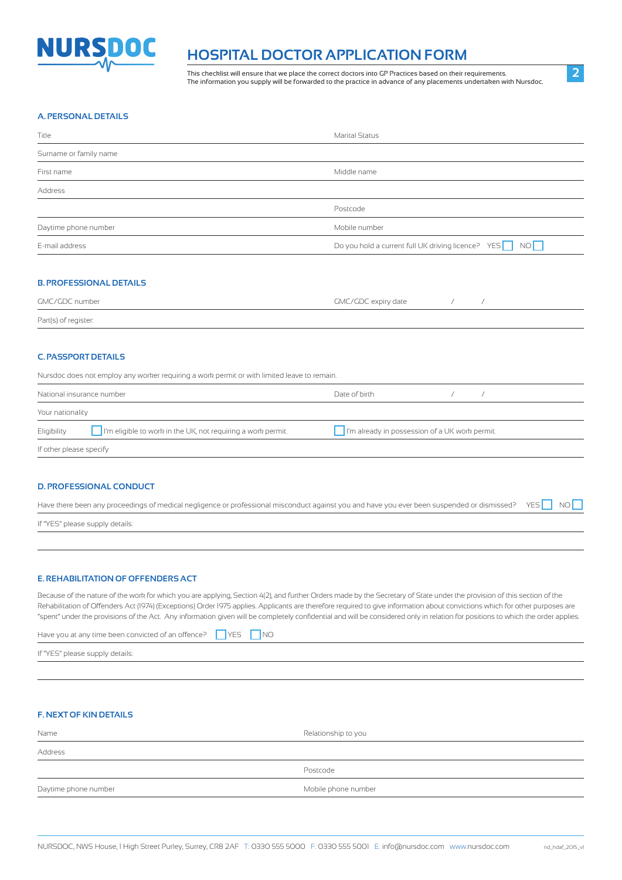NURSDOC

# HOSPITAL DOCTOR APPLICATION FORM

This checklist will ensure that we place the correct doctors into GP Practices based on their requirements.
The information you supply will be forwarded to the practice in advance of any placements undertaken with Nursdoc.

## A. PERSONAL DETAILS

| | |
|---|---|
| Title | Marital Status |
| Surname or family name | |
| First name | Middle name |
| Address | |
| | Postcode |
| Daytime phone number | Mobile number |
| E-mail address | Do you hold a current full UK driving licence? YES ☐ NO ☐ |

## B. PROFESSIONAL DETAILS

| | |
|---|---|
| GMC/GDC number | GMC/GDC expiry date / / |
| Part(s) of register: | |

## C. PASSPORT DETAILS

Nursdoc does not employ any worker requiring a work permit or with limited leave to remain.

| | |
|---|---|
| National insurance number | Date of birth / / |
| Your nationality | |
| Eligibility ☐ I'm eligible to work in the UK, not requiring a work permit. | ☐ I'm already in possession of a UK work permit. |
| If other please specify | |

## D. PROFESSIONAL CONDUCT

Have there been any proceedings of medical negligence or professional misconduct against you and have you ever been suspended or dismissed? YES ☐ NO ☐

If "YES" please supply details:

## E. REHABILITATION OF OFFENDERS ACT

Because of the nature of the work for which you are applying, Section 4(2), and further Orders made by the Secretary of State under the provision of this section of the Rehabilitation of Offenders Act (1974) (Exceptions) Order 1975 applies. Applicants are therefore required to give information about convictions which for other purposes are "spent" under the provisions of the Act. Any information given will be completely confidential and will be considered only in relation for positions to which the order applies.

Have you at any time been convicted of an offence? ☐ YES ☐ NO

If "YES" please supply details:

## F. NEXT OF KIN DETAILS

| | |
|---|---|
| Name | Relationship to you |
| Address | |
| | Postcode |
| Daytime phone number | Mobile phone number |

NURSDOC, NWS House, 1 High Street Purley, Surrey, CR8 2AF T: 0330 555 5000 F: 0330 555 5001 E: info@nursdoc.com www.nursdoc.com

nd_hdaf_2015_v1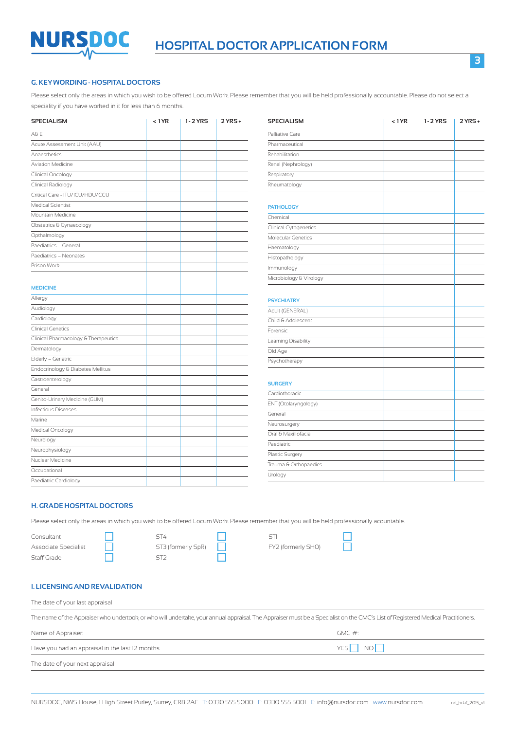# HOSPITAL DOCTOR APPLICATION FORM

## G. KEY WORDING - HOSPITAL DOCTORS

Please select only the areas in which you wish to be offered Locum Work. Please remember that you will be held professionally accountable. Please do not select a speciality if you have worked in it for less than 6 months.

| SPECIALISM | < 1 YR | 1 - 2 YRS | 2 YRS + |
|---|---|---|---|
| A& E | | | |
| Acute Assessment Unit (AAU) | | | |
| Anaesthetics | | | |
| Aviation Medicine | | | |
| Clinical Oncology | | | |
| Clinical Radiology | | | |
| Critical Care - ITU/ICU/HDU/CCU | | | |
| Medical Scientist | | | |
| Mountain Medicine | | | |
| Obstetrics & Gynaecology | | | |
| Opthalmology | | | |
| Paediatrics – General | | | |
| Paediatrics – Neonates | | | |
| Prison Work | | | |
| **MEDICINE** | | | |
| Allergy | | | |
| Audiology | | | |
| Cardiology | | | |
| Clinical Genetics | | | |
| Clinical Pharmacology & Therapeutics | | | |
| Dermatology | | | |
| Elderly – Geriatric | | | |
| Endocrinology & Diabetes Mellitus | | | |
| Gastroenterology | | | |
| General | | | |
| Genito-Urinary Medicine (GUM) | | | |
| Infectious Diseases | | | |
| Marine | | | |
| Medical Oncology | | | |
| Neurology | | | |
| Neurophysiology | | | |
| Nuclear Medicine | | | |
| Occupational | | | |
| Paediatric Cardiology | | | |

| SPECIALISM | < 1 YR | 1 - 2 YRS | 2 YRS + |
|---|---|---|---|
| Palliative Care | | | |
| Pharmaceutical | | | |
| Rehabilitation | | | |
| Renal (Nephrology) | | | |
| Respiratory | | | |
| Rheumatology | | | |
| **PATHOLOGY** | | | |
| Chemical | | | |
| Clinical Cytogenetics | | | |
| Molecular Genetics | | | |
| Haematology | | | |
| Histopathology | | | |
| Immunology | | | |
| Microbiology & Virology | | | |
| **PSYCHIATRY** | | | |
| Adult (GENERAL) | | | |
| Child & Adolescent | | | |
| Forensic | | | |
| Learning Disability | | | |
| Old Age | | | |
| Psychotherapy | | | |
| **SURGERY** | | | |
| Cardiothoracic | | | |
| ENT (Otolaryngology) | | | |
| General | | | |
| Neurosurgery | | | |
| Oral & Maxillofacial | | | |
| Paediatric | | | |
| Plastic Surgery | | | |
| Trauma & Orthopaedics | | | |
| Urology | | | |

## H. GRADE HOSPITAL DOCTORS

Please select only the areas in which you wish to be offered Locum Work. Please remember that you will be held professionally acountable.

| | | | | | |
|---|---|---|---|---|---|
| Consultant | ☐ | ST4 | ☐ | ST1 | ☐ |
| Associate Specialist | ☐ | ST3 (formerly SpR) | ☐ | FY2 (formerly SHO) | ☐ |
| Staff Grade | ☐ | ST2 | ☐ | | |

## I. LICENSING AND REVALIDATION

The date of your last appraisal

The name of the Appraiser who undertook, or who will undertake, your annual appraisal. The Appraiser must be a Specialist on the GMC's List of Registered Medical Practitioners.

Name of Appraiser: GMC #:

Have you had an appraisal in the last 12 months YES ☐ NO ☐

The date of your next appraisal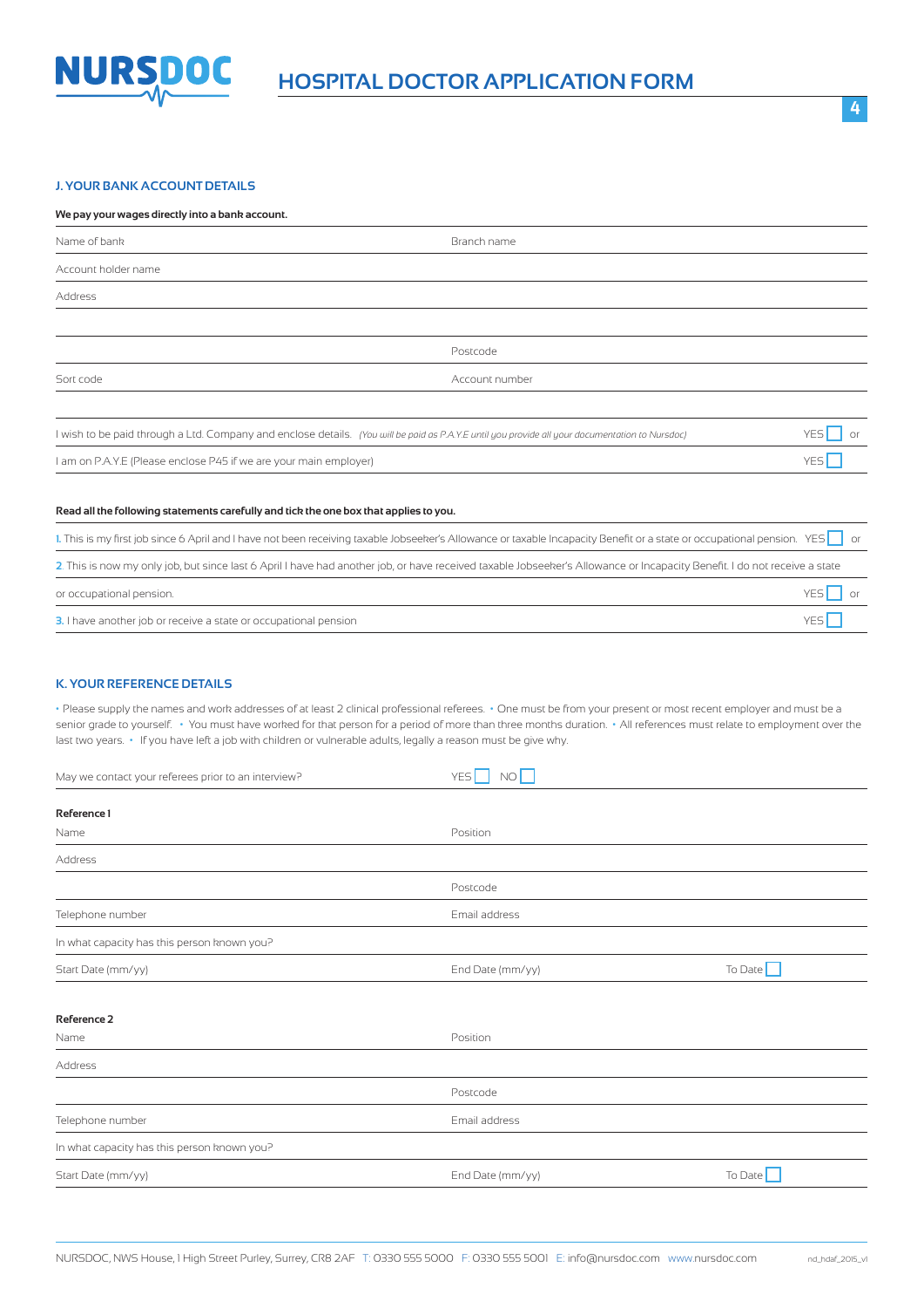## J. YOUR BANK ACCOUNT DETAILS

**We pay your wages directly into a bank account.**

| | |
|---|---|
| Name of bank | Branch name |
| Account holder name | |
| Address | |
| | |
| | Postcode |
| Sort code | Account number |

I wish to be paid through a Ltd. Company and enclose details. *(You will be paid as P.A.Y.E until you provide all your documentation to Nursdoc)* YES ☐ or

I am on P.A.Y.E (Please enclose P45 if we are your main employer) YES ☐

**Read all the following statements carefully and tick the one box that applies to you.**

1. This is my first job since 6 April and I have not been receiving taxable Jobseeker's Allowance or taxable Incapacity Benefit or a state or occupational pension. YES ☐ or
2. This is now my only job, but since last 6 April I have had another job, or have received taxable Jobseeker's Allowance or Incapacity Benefit. I do not receive a state or occupational pension. YES ☐ or
3. I have another job or receive a state or occupational pension YES ☐

## K. YOUR REFERENCE DETAILS

• Please supply the names and work addresses of at least 2 clinical professional referees. • One must be from your present or most recent employer and must be a senior grade to yourself. • You must have worked for that person for a period of more than three months duration. • All references must relate to employment over the last two years. • If you have left a job with children or vulnerable adults, legally a reason must be give why.

May we contact your referees prior to an interview? YES ☐ NO ☐

**Reference 1**

| | | |
|---|---|---|
| Name | Position | |
| Address | | |
| | Postcode | |
| Telephone number | Email address | |
| In what capacity has this person known you? | | |
| Start Date (mm/yy) | End Date (mm/yy) | To Date ☐ |

**Reference 2**

| | | |
|---|---|---|
| Name | Position | |
| Address | | |
| | Postcode | |
| Telephone number | Email address | |
| In what capacity has this person known you? | | |
| Start Date (mm/yy) | End Date (mm/yy) | To Date ☐ |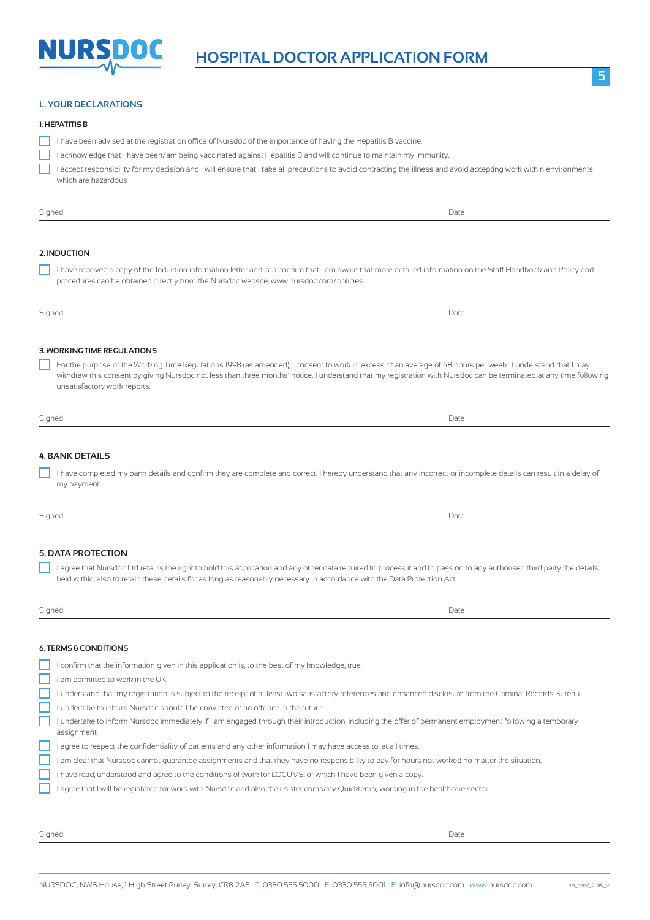# NURSDOC

## HOSPITAL DOCTOR APPLICATION FORM

### L. YOUR DECLARATIONS

**1. HEPATITIS B**

- ☐ I have been advised at the registration office of Nursdoc of the importance of having the Hepatitis B vaccine.
- ☐ I acknowledge that I have been/am being vaccinated against Hepatitis B and will continue to maintain my immunity.
- ☐ I accept responsibility for my decision and I will ensure that I take all precautions to avoid contracting the illness and avoid accepting work within environments which are hazardous

Signed ______________________ Date ______________

**2. INDUCTION**

- ☐ I have received a copy of the Induction information letter and can confirm that I am aware that more detailed information on the Staff Handbook and Policy and procedures can be obtained directly from the Nursdoc website, www.nursdoc.com/policies.

Signed ______________________ Date ______________

**3. WORKING TIME REGULATIONS**

- ☐ For the purpose of the Working Time Regulations 1998 (as amended), I consent to work in excess of an average of 48 hours per week. I understand that I may withdraw this consent by giving Nursdoc not less than three months' notice. I understand that my registration with Nursdoc can be terminated at any time following unsatisfactory work reports.

Signed ______________________ Date ______________

**4. BANK DETAILS**

- ☐ I have completed my bank details and confirm they are complete and correct. I hereby understand that any incorrect or incomplete details can result in a delay of my payment.

Signed ______________________ Date ______________

**5. DATA PROTECTION**

- ☐ I agree that Nursdoc Ltd retains the right to hold this application and any other data required to process it and to pass on to any authorised third party the details held within, also to retain these details for as long as reasonably necessary in accordance with the Data Protection Act.

Signed ______________________ Date ______________

**6. TERMS & CONDITIONS**

- ☐ I confirm that the information given in this application is, to the best of my knowledge, true.
- ☐ I am permitted to work in the UK.
- ☐ I understand that my registration is subject to the receipt of at least two satisfactory references and enhanced disclosure from the Criminal Records Bureau.
- ☐ I undertake to inform Nursdoc should I be convicted of an offence in the future.
- ☐ I undertake to inform Nursdoc immediately if I am engaged through their introduction, including the offer of permanent employment following a temporary assignment.
- ☐ I agree to respect the confidentiality of patients and any other information I may have access to, at all times.
- ☐ I am clear that Nursdoc cannot guarantee assignments and that they have no responsibility to pay for hours not worked no matter the situation.
- ☐ I have read, understood and agree to the conditions of work for LOCUMS, of which I have been given a copy.
- ☐ I agree that I will be registered for work with Nursdoc and also their sister company Quicktemp; working in the healthcare sector.

Signed ______________________ Date ______________

NURSDOC, NWS House, 1 High Street Purley, Surrey, CR8 2AF T: 0330 555 5000 F: 0330 555 5001 E: info@nursdoc.com www.nursdoc.com

nd_hdaf_2015_v1